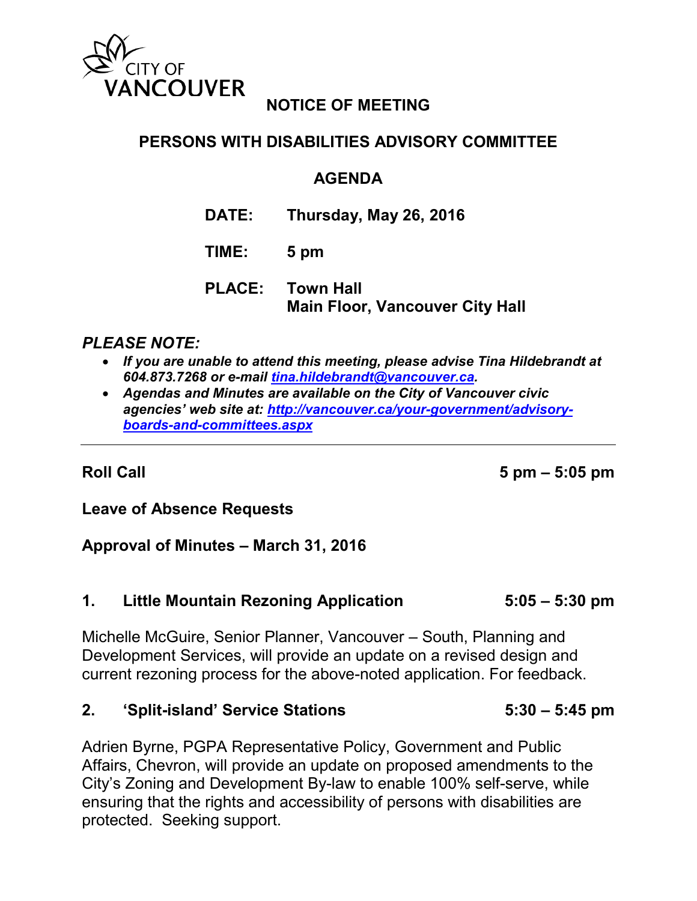CITY OF VANCOUVER

# NOTICE OF MEETING

## PERSONS WITH DISABILITIES ADVISORY COMMITTEE

## AGENDA

**DATE:** Thursday, May 26, 2016

**TIME:** 5 pm

**PLACE:** Town Hall
Main Floor, Vancouver City Hall

***PLEASE NOTE:***

- ***If you are unable to attend this meeting, please advise Tina Hildebrandt at 604.873.7268 or e-mail [tina.hildebrandt@vancouver.ca](mailto:tina.hildebrandt@vancouver.ca).***
- ***Agendas and Minutes are available on the City of Vancouver civic agencies' web site at: [http://vancouver.ca/your-government/advisory-boards-and-committees.aspx](http://vancouver.ca/your-government/advisory-boards-and-committees.aspx)***

---

**Roll Call** 5 pm – 5:05 pm

**Leave of Absence Requests**

**Approval of Minutes – March 31, 2016**

**1. Little Mountain Rezoning Application** 5:05 – 5:30 pm

Michelle McGuire, Senior Planner, Vancouver – South, Planning and Development Services, will provide an update on a revised design and current rezoning process for the above-noted application. For feedback.

**2. 'Split-island' Service Stations** 5:30 – 5:45 pm

Adrien Byrne, PGPA Representative Policy, Government and Public Affairs, Chevron, will provide an update on proposed amendments to the City's Zoning and Development By-law to enable 100% self-serve, while ensuring that the rights and accessibility of persons with disabilities are protected. Seeking support.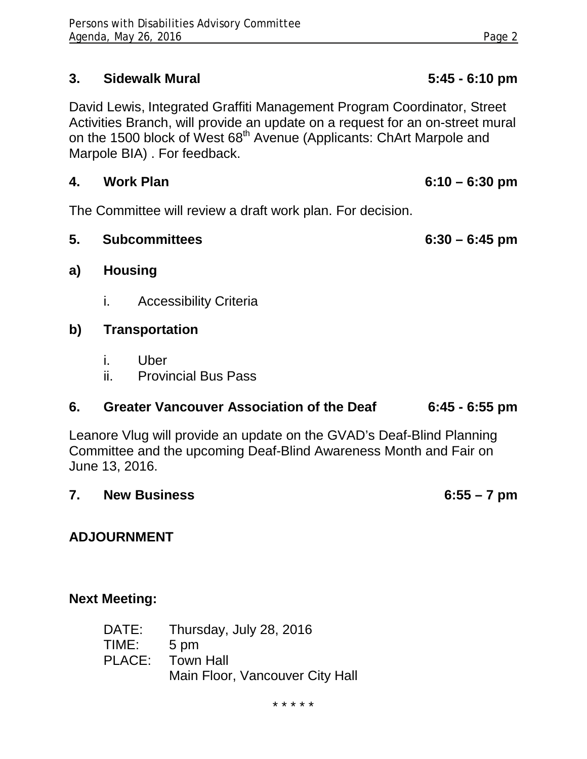## 3. Sidewalk Mural 5:45 - 6:10 pm

David Lewis, Integrated Graffiti Management Program Coordinator, Street Activities Branch, will provide an update on a request for an on-street mural on the 1500 block of West 68th Avenue (Applicants: ChArt Marpole and Marpole BIA) . For feedback.

## 4. Work Plan 6:10 – 6:30 pm

The Committee will review a draft work plan. For decision.

## 5. Subcommittees 6:30 – 6:45 pm

### a) Housing

i. Accessibility Criteria

### b) Transportation

i. Uber
ii. Provincial Bus Pass

## 6. Greater Vancouver Association of the Deaf 6:45 - 6:55 pm

Leanore Vlug will provide an update on the GVAD's Deaf-Blind Planning Committee and the upcoming Deaf-Blind Awareness Month and Fair on June 13, 2016.

## 7. New Business 6:55 – 7 pm

## ADJOURNMENT

**Next Meeting:**

DATE: Thursday, July 28, 2016
TIME: 5 pm
PLACE: Town Hall
Main Floor, Vancouver City Hall

* * * * *